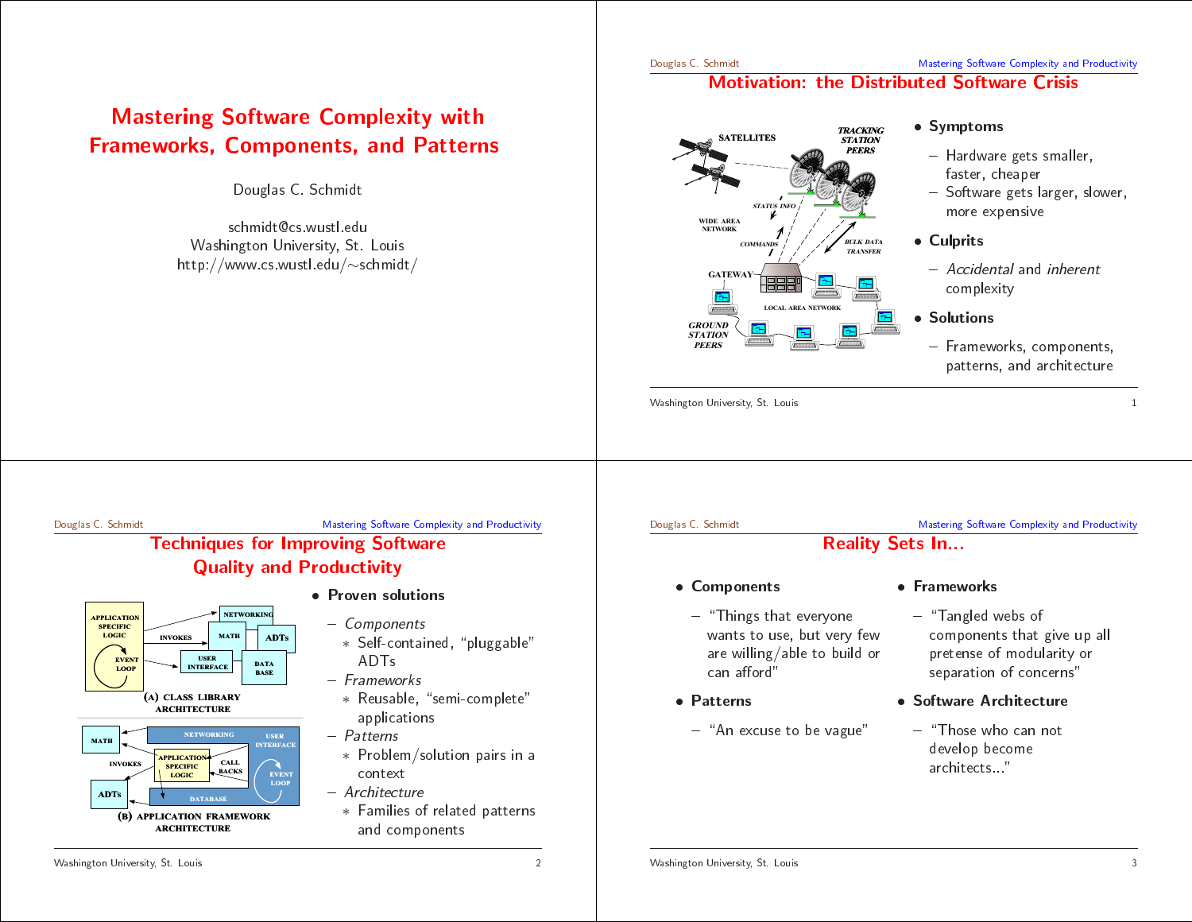# Mastering Software Complexity with Frameworks, Components, and Patterns

Douglas C. Schmidt

schmidt@cs.wustl.edu
Washington University, St. Louis
http://www.cs.wustl.edu/~schmidt/

## Motivation: the Distributed Software Crisis

SATELLITES, TRACKING STATION PEERS, STATUS INFO, WIDE AREA NETWORK, COMMANDS, BULK DATA TRANSFER, GATEWAY, LOCAL AREA NETWORK, GROUND STATION PEERS

- **Symptoms**
  - Hardware gets smaller, faster, cheaper
  - Software gets larger, slower, more expensive
- **Culprits**
  - *Accidental* and *inherent* complexity
- **Solutions**
  - Frameworks, components, patterns, and architecture

## Techniques for Improving Software Quality and Productivity

(A) CLASS LIBRARY ARCHITECTURE: APPLICATION SPECIFIC LOGIC, EVENT LOOP, INVOKES, NETWORKING, MATH, ADTs, USER INTERFACE, DATA BASE

(B) APPLICATION FRAMEWORK ARCHITECTURE: MATH, INVOKES, ADTs, NETWORKING, USER INTERFACE, APPLICATION SPECIFIC LOGIC, CALL BACKS, EVENT LOOP, DATABASE

- **Proven solutions**
  - *Components*
    * Self-contained, "pluggable" ADTs
  - *Frameworks*
    * Reusable, "semi-complete" applications
  - *Patterns*
    * Problem/solution pairs in a context
  - *Architecture*
    * Families of related patterns and components

## Reality Sets In...

- **Components**
  - "Things that everyone wants to use, but very few are willing/able to build or can afford"
- **Patterns**
  - "An excuse to be vague"
- **Frameworks**
  - "Tangled webs of components that give up all pretense of modularity or separation of concerns"
- **Software Architecture**
  - "Those who can not develop become architects..."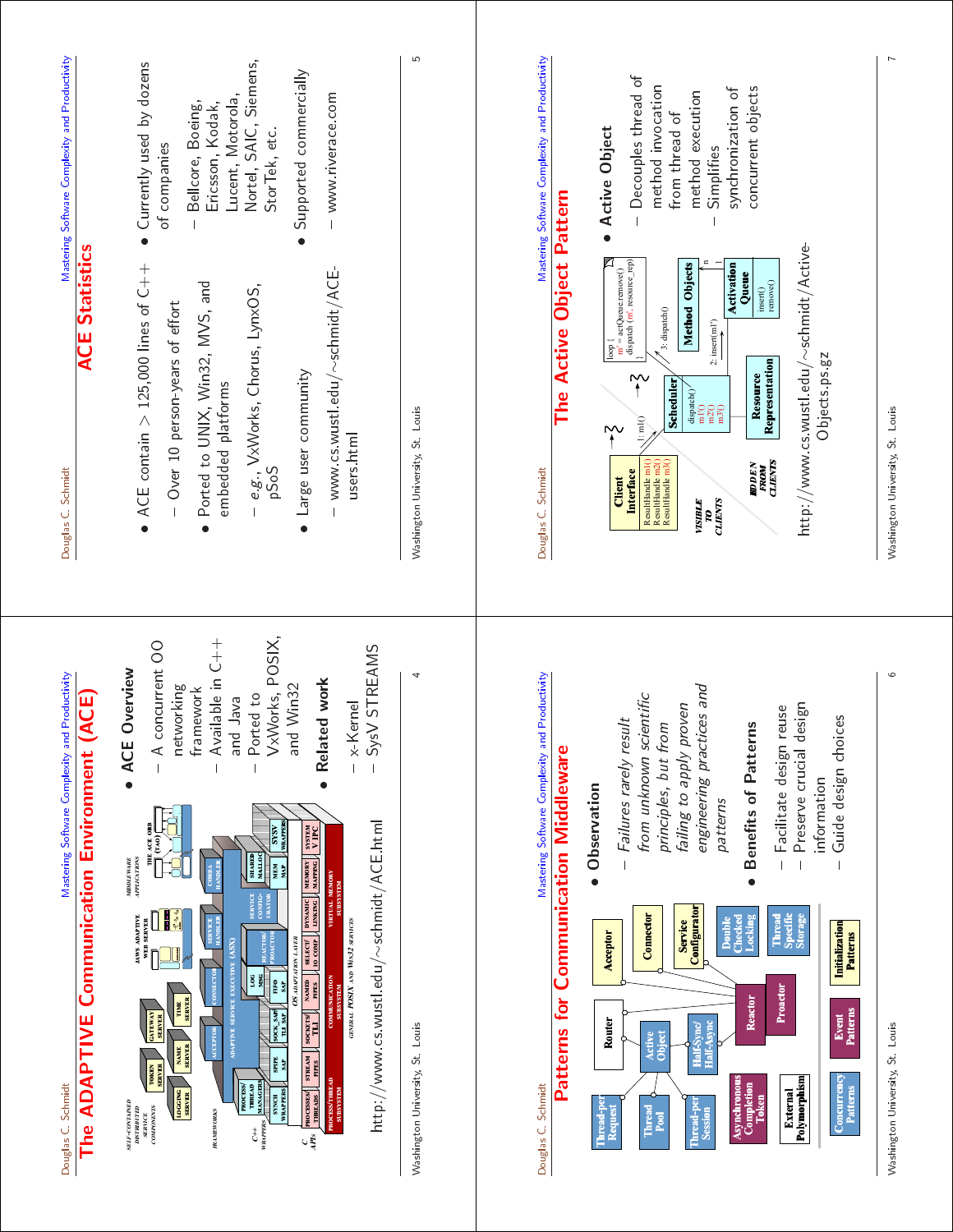# The ADAPTIVE Communication Environment (ACE)

http://www.cs.wustl.edu/~schmidt/ACE.html

- **ACE Overview**
  - A concurrent OO networking framework
  - Available in C++ and Java
  - Ported to VxWorks, POSIX, and Win32
- **Related work**
  - x-Kernel
  - SysV STREAMS

# ACE Statistics

- ACE contain > 125,000 lines of C++
  - Over 10 person-years of effort
- Ported to UNIX, Win32, MVS, and embedded platforms
  - *e.g.,* VxWorks, Chorus, LynxOS, pSoS
- Large user community
  - www.cs.wustl.edu/~schmidt/ACE-users.html
- Currently used by dozens of companies
  - Bellcore, Boeing, Ericsson, Kodak, Lucent, Motorola, Nortel, SAIC, Siemens, StorTek, etc.
- Supported commercially
  - www.riverace.com

# Patterns for Communication Middleware

- **Observation**
  - *Failures rarely result from unknown scientific principles, but from failing to apply proven engineering practices and patterns*
- **Benefits of Patterns**
  - Facilitate design reuse
  - Preserve crucial design information
  - Guide design choices

# The Active Object Pattern

http://www.cs.wustl.edu/~schmidt/Active-Objects.ps.gz

- **Active Object**
  - Decouples thread of method invocation from thread of method execution
  - Simplifies synchronization of concurrent objects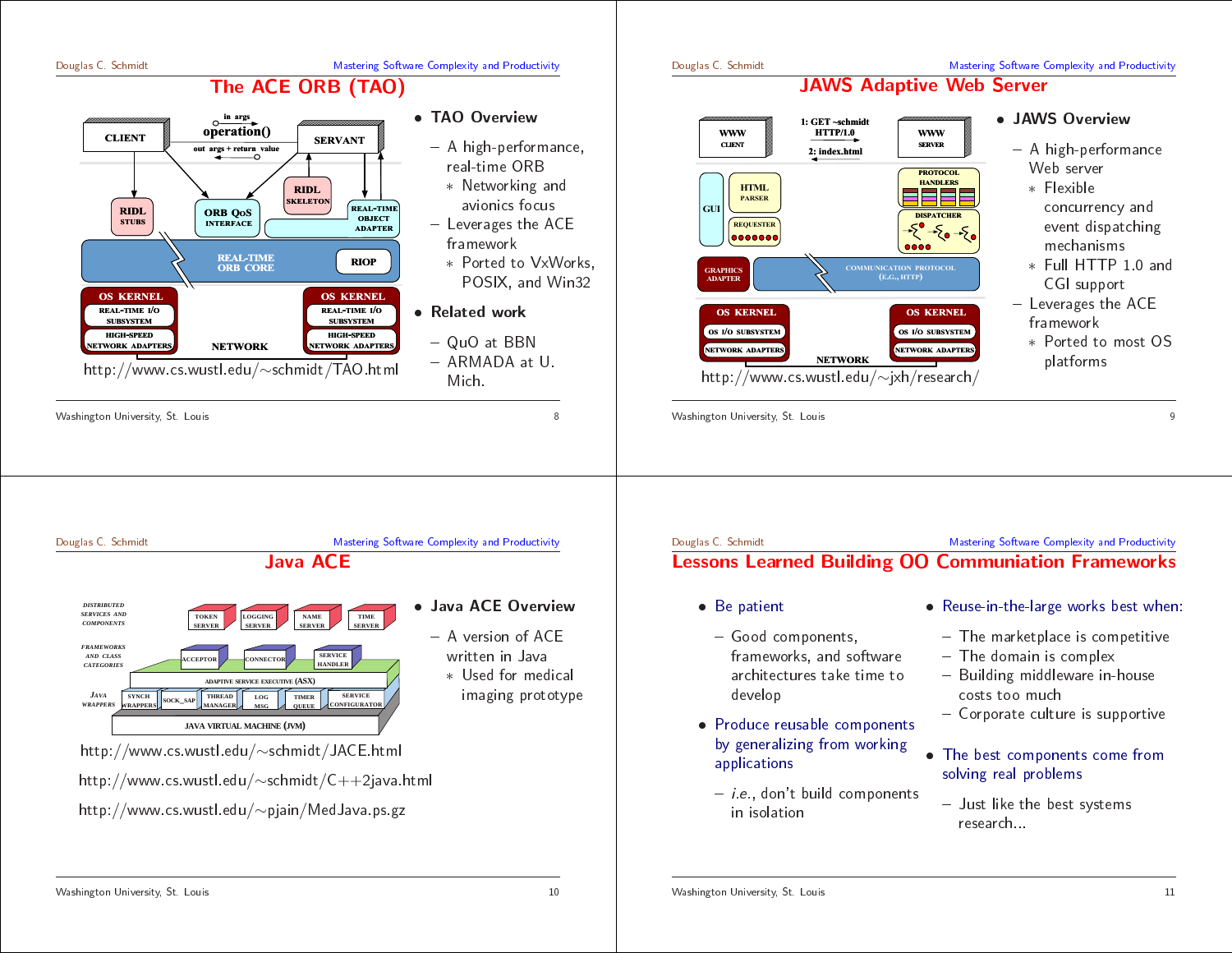## The ACE ORB (TAO)

http://www.cs.wustl.edu/~schmidt/TAO.html

- TAO Overview
  - A high-performance, real-time ORB
    - Networking and avionics focus
  - Leverages the ACE framework
    - Ported to VxWorks, POSIX, and Win32
- Related work
  - QuO at BBN
  - ARMADA at U. Mich.

## JAWS Adaptive Web Server

http://www.cs.wustl.edu/~jxh/research/

- JAWS Overview
  - A high-performance Web server
    - Flexible concurrency and event dispatching mechanisms
    - Full HTTP 1.0 and CGI support
  - Leverages the ACE framework
    - Ported to most OS platforms

## Java ACE

http://www.cs.wustl.edu/~schmidt/JACE.html

http://www.cs.wustl.edu/~schmidt/C++2java.html

http://www.cs.wustl.edu/~pjain/MedJava.ps.gz

- Java ACE Overview
  - A version of ACE written in Java
    - Used for medical imaging prototype

## Lessons Learned Building OO Communiation Frameworks

- Be patient
  - Good components, frameworks, and software architectures take time to develop
- Produce reusable components by generalizing from working applications
  - *i.e.*, don't build components in isolation
- Reuse-in-the-large works best when:
  - The marketplace is competitive
  - The domain is complex
  - Building middleware in-house costs too much
  - Corporate culture is supportive
- The best components come from solving real problems
  - Just like the best systems research...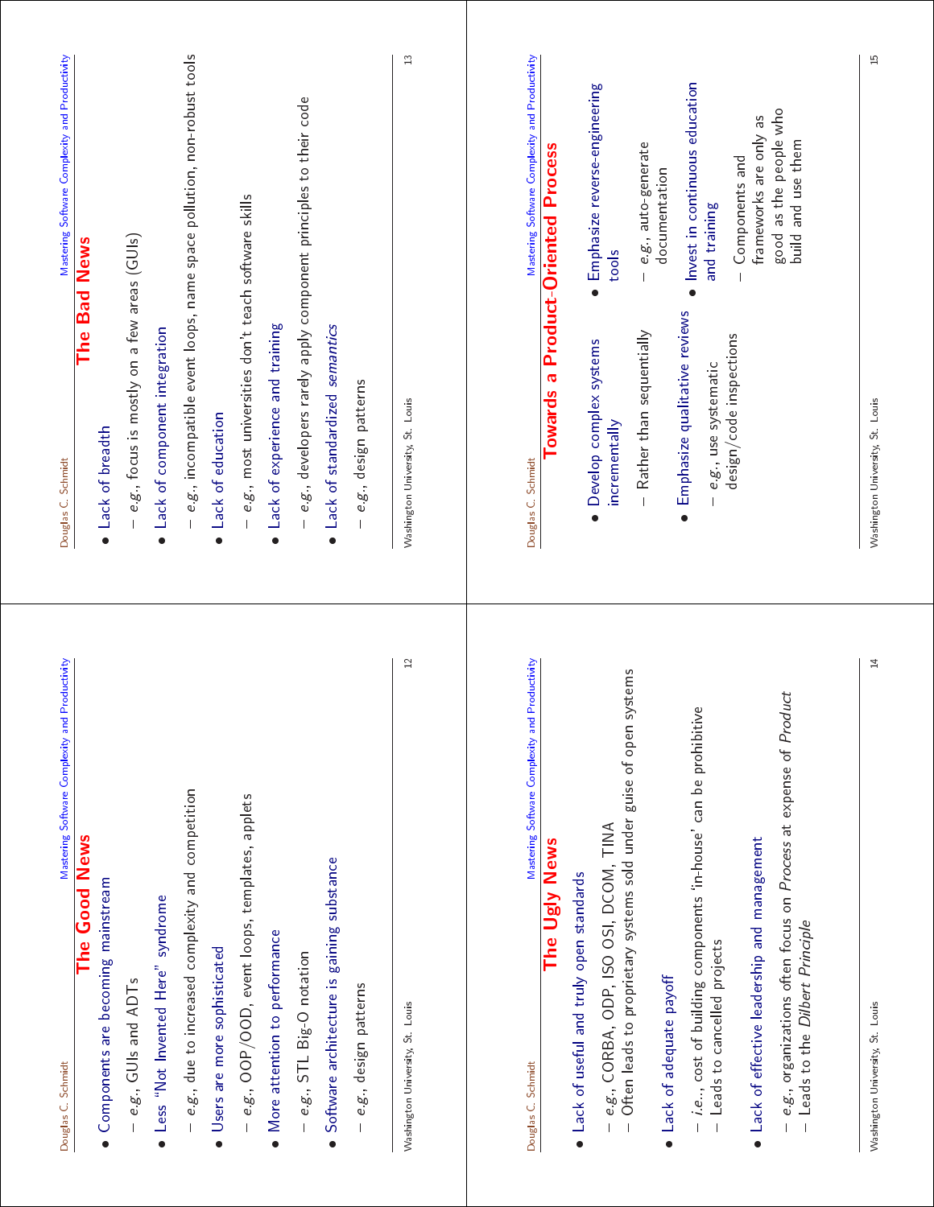## The Good News

- Components are becoming mainstream
  - *e.g.*, GUIs and ADTs
- Less "Not Invented Here" syndrome
  - *e.g.*, due to increased complexity and competition
- Users are more sophisticated
  - *e.g.*, OOP/OOD, event loops, templates, applets
- More attention to performance
  - *e.g.*, STL Big-O notation
- Software architecture is gaining substance
  - *e.g.*, design patterns

## The Bad News

- Lack of breadth
  - *e.g.*, focus is mostly on a few areas (GUIs)
- Lack of component integration
  - *e.g.*, incompatible event loops, name space pollution, non-robust tools
- Lack of education
  - *e.g.*, most universities don't teach software skills
- Lack of experience and training
  - *e.g.*, developers rarely apply component principles to their code
- Lack of standardized *semantics*
  - *e.g.*, design patterns

## The Ugly News

- Lack of useful and truly open standards
  - *e.g.*, CORBA, ODP, ISO OSI, DCOM, TINA
  - Often leads to proprietary systems sold under guise of open systems
- Lack of adequate payoff
  - *i.e.*., cost of building components 'in-house' can be prohibitive
  - Leads to cancelled projects
- Lack of effective leadership and management
  - *e.g.*, organizations often focus on *Process* at expense of *Product*
  - Leads to the *Dilbert Principle*

## Towards a Product-Oriented Process

- Develop complex systems incrementally
  - Rather than sequentially
- Emphasize qualitative reviews
  - *e.g.*, use systematic design/code inspections
- Emphasize reverse-engineering tools
  - *e.g.*, auto-generate documentation
- Invest in continuous education and training
  - Components and frameworks are only as good as the people who build and use them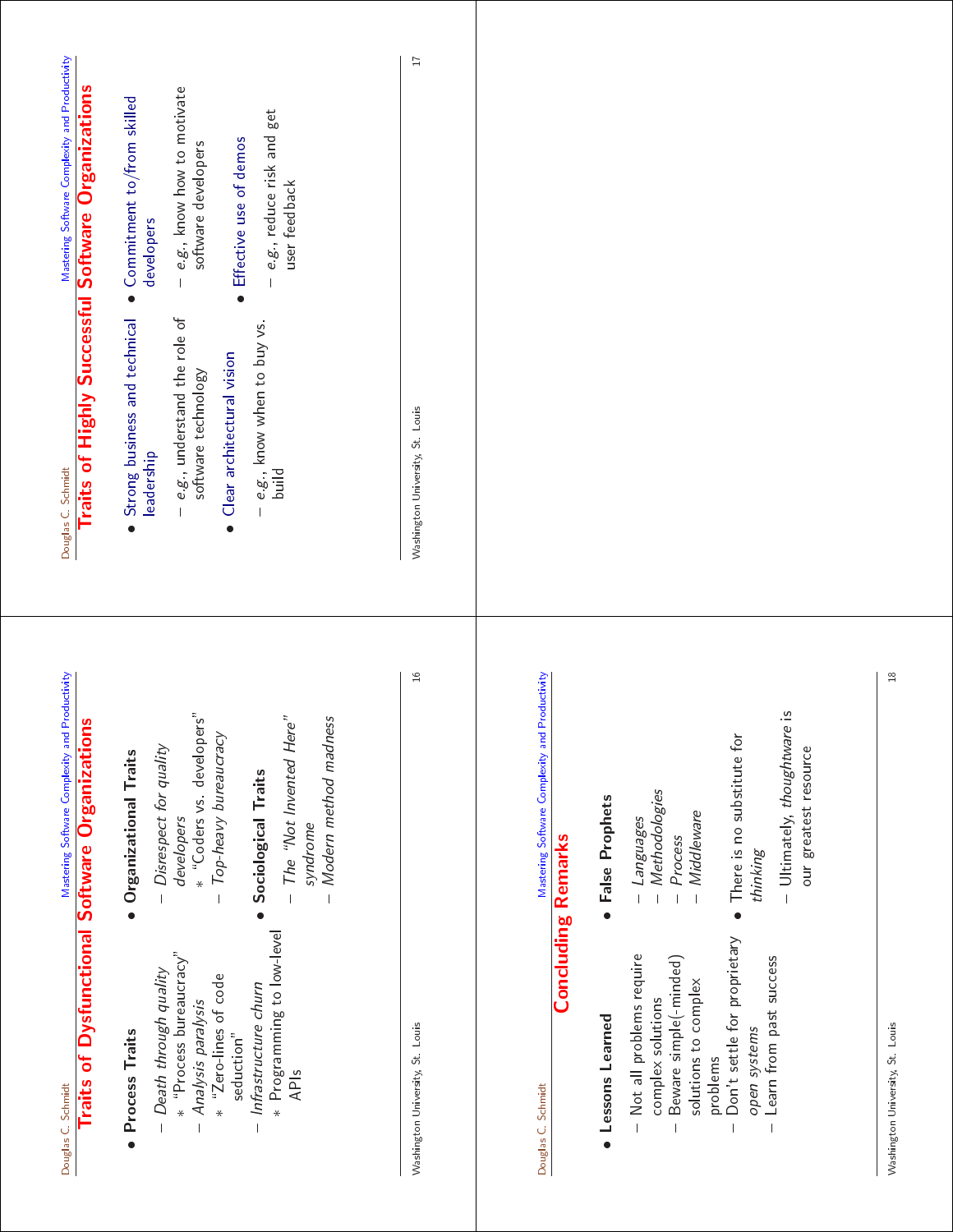## Traits of Dysfunctional Software Organizations

- **Process Traits**
  - *Death through quality*
    - * "Process bureaucracy"
  - *Analysis paralysis*
    - * "Zero-lines of code seduction"
  - *Infrastructure churn*
    - * Programming to low-level APIs
- **Organizational Traits**
  - *Disrespect for quality developers*
    - * "Coders vs. developers"
  - *Top-heavy bureaucracy*
- **Sociological Traits**
  - *The "Not Invented Here" syndrome*
  - *Modern method madness*

## Traits of Highly Successful Software Organizations

- Strong business and technical leadership
  - *e.g.*, understand the role of software technology
- Clear architectural vision
  - *e.g.*, know when to buy vs. build
- Commitment to/from skilled developers
  - *e.g.*, know how to motivate software developers
- Effective use of demos
  - *e.g.*, reduce risk and get user feedback

## Concluding Remarks

- **Lessons Learned**
  - Not all problems require complex solutions
  - Beware simple(-minded) solutions to complex problems
  - Don't settle for proprietary *open systems*
  - Learn from past success
- **False Prophets**
  - *Languages*
  - *Methodologies*
  - *Process*
  - *Middleware*
- There is no substitute for *thinking*
  - Ultimately, *thoughtware* is our greatest resource